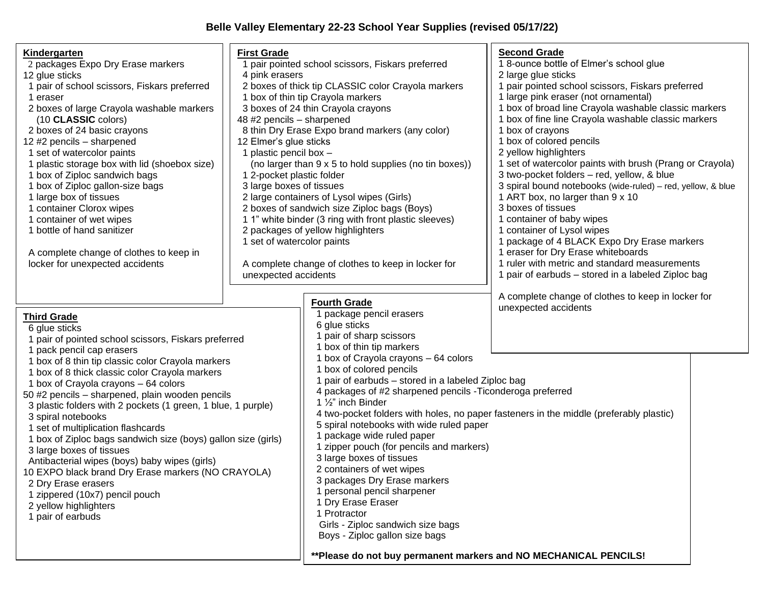# Belle Valley Elementary 22-23 School Year Supplies (revised 05/17/22)

## Kindergarten

- 2 packages Expo Dry Erase markers
- 12 glue sticks
- 1 pair of school scissors, Fiskars preferred
- 1 eraser
- 2 boxes of large Crayola washable markers (10 **CLASSIC** colors)
- 2 boxes of 24 basic crayons
- 12 #2 pencils – sharpened
- 1 set of watercolor paints
- 1 plastic storage box with lid (shoebox size)
- 1 box of Ziploc sandwich bags
- 1 box of Ziploc gallon-size bags
- 1 large box of tissues
- 1 container Clorox wipes
- 1 container of wet wipes
- 1 bottle of hand sanitizer

A complete change of clothes to keep in locker for unexpected accidents

## First Grade

- 1 pair pointed school scissors, Fiskars preferred
- 4 pink erasers
- 2 boxes of thick tip CLASSIC color Crayola markers
- 1 box of thin tip Crayola markers
- 3 boxes of 24 thin Crayola crayons
- 48 #2 pencils – sharpened
- 8 thin Dry Erase Expo brand markers (any color)
- 12 Elmer's glue sticks
- 1 plastic pencil box – (no larger than 9 x 5 to hold supplies (no tin boxes))
- 1 2-pocket plastic folder
- 3 large boxes of tissues
- 2 large containers of Lysol wipes (Girls)
- 2 boxes of sandwich size Ziploc bags (Boys)
- 1 1" white binder (3 ring with front plastic sleeves)
- 2 packages of yellow highlighters
- 1 set of watercolor paints

A complete change of clothes to keep in locker for unexpected accidents

## Second Grade

- 1 8-ounce bottle of Elmer's school glue
- 2 large glue sticks
- 1 pair pointed school scissors, Fiskars preferred
- 1 large pink eraser (not ornamental)
- 1 box of broad line Crayola washable classic markers
- 1 box of fine line Crayola washable classic markers
- 1 box of crayons
- 1 box of colored pencils
- 2 yellow highlighters
- 1 set of watercolor paints with brush (Prang or Crayola)
- 3 two-pocket folders – red, yellow, & blue
- 3 spiral bound notebooks (wide-ruled) – red, yellow, & blue
- 1 ART box, no larger than 9 x 10
- 3 boxes of tissues
- 1 container of baby wipes
- 1 container of Lysol wipes
- 1 package of 4 BLACK Expo Dry Erase markers
- 1 eraser for Dry Erase whiteboards
- 1 ruler with metric and standard measurements
- 1 pair of earbuds – stored in a labeled Ziploc bag

A complete change of clothes to keep in locker for unexpected accidents

## Third Grade

- 6 glue sticks
- 1 pair of pointed school scissors, Fiskars preferred
- 1 pack pencil cap erasers
- 1 box of 8 thin tip classic color Crayola markers
- 1 box of 8 thick classic color Crayola markers
- 1 box of Crayola crayons – 64 colors
- 50 #2 pencils – sharpened, plain wooden pencils
- 3 plastic folders with 2 pockets (1 green, 1 blue, 1 purple)
- 3 spiral notebooks
- 1 set of multiplication flashcards
- 1 box of Ziploc bags sandwich size (boys) gallon size (girls)
- 3 large boxes of tissues
- Antibacterial wipes (boys) baby wipes (girls)
- 10 EXPO black brand Dry Erase markers (NO CRAYOLA)
- 2 Dry Erase erasers
- 1 zippered (10x7) pencil pouch
- 2 yellow highlighters
- 1 pair of earbuds

## Fourth Grade

- 1 package pencil erasers
- 6 glue sticks
- 1 pair of sharp scissors
- 1 box of thin tip markers
- 1 box of Crayola crayons – 64 colors
- 1 box of colored pencils
- 1 pair of earbuds – stored in a labeled Ziploc bag
- 4 packages of #2 sharpened pencils -Ticonderoga preferred
- 1 ½" inch Binder
- 4 two-pocket folders with holes, no paper fasteners in the middle (preferably plastic)
- 5 spiral notebooks with wide ruled paper
- 1 package wide ruled paper
- 1 zipper pouch (for pencils and markers)
- 3 large boxes of tissues
- 2 containers of wet wipes
- 3 packages Dry Erase markers
- 1 personal pencil sharpener
- 1 Dry Erase Eraser
- 1 Protractor
- Girls - Ziploc sandwich size bags
- Boys - Ziploc gallon size bags

**\*\*Please do not buy permanent markers and NO MECHANICAL PENCILS!**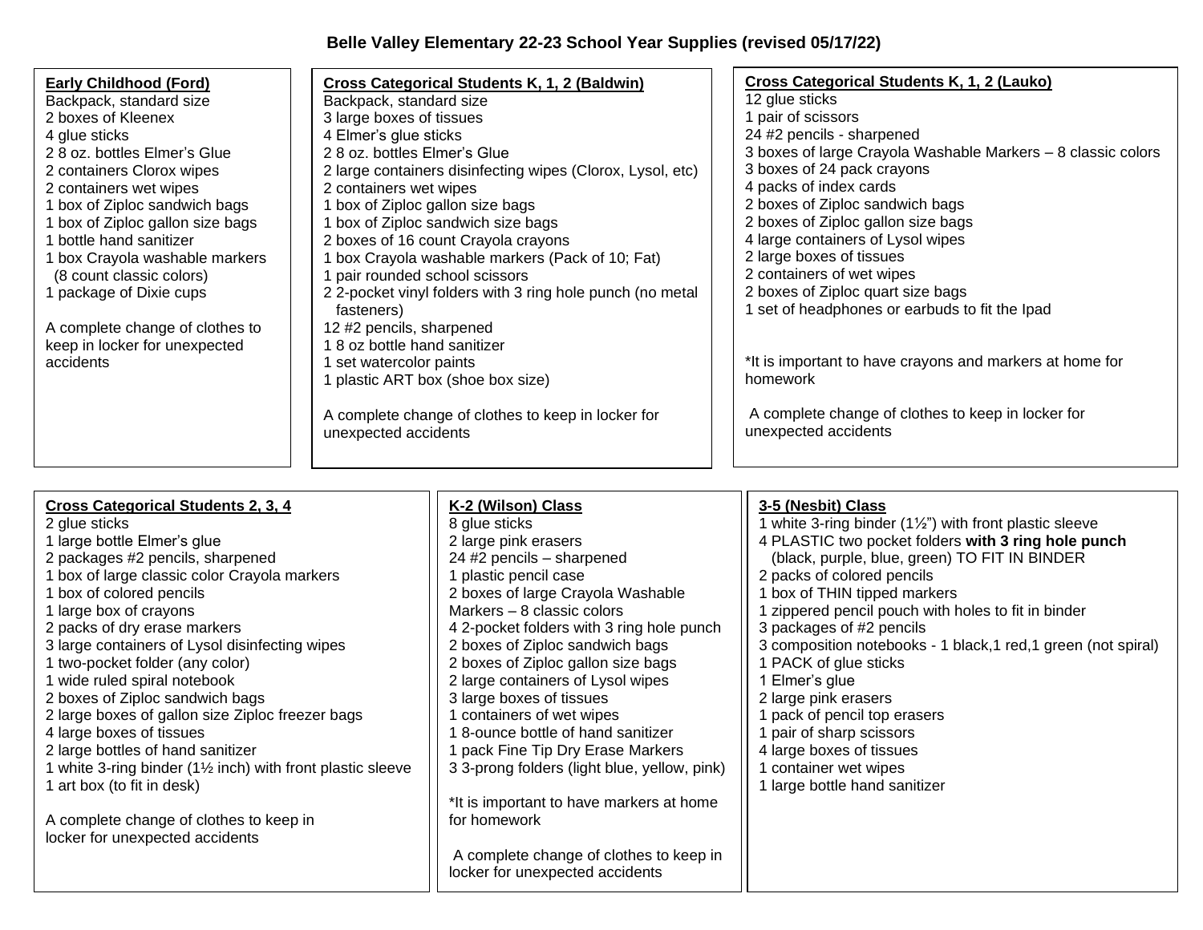# Belle Valley Elementary 22-23 School Year Supplies (revised 05/17/22)

## Early Childhood (Ford)

Backpack, standard size
2 boxes of Kleenex
4 glue sticks
2 8 oz. bottles Elmer's Glue
2 containers Clorox wipes
2 containers wet wipes
1 box of Ziploc sandwich bags
1 box of Ziploc gallon size bags
1 bottle hand sanitizer
1 box Crayola washable markers (8 count classic colors)
1 package of Dixie cups

A complete change of clothes to keep in locker for unexpected accidents

## Cross Categorical Students K, 1, 2 (Baldwin)

Backpack, standard size
3 large boxes of tissues
4 Elmer's glue sticks
2 8 oz. bottles Elmer's Glue
2 large containers disinfecting wipes (Clorox, Lysol, etc)
2 containers wet wipes
1 box of Ziploc gallon size bags
1 box of Ziploc sandwich size bags
2 boxes of 16 count Crayola crayons
1 box Crayola washable markers (Pack of 10; Fat)
1 pair rounded school scissors
2 2-pocket vinyl folders with 3 ring hole punch (no metal fasteners)
12 #2 pencils, sharpened
1 8 oz bottle hand sanitizer
1 set watercolor paints
1 plastic ART box (shoe box size)

A complete change of clothes to keep in locker for unexpected accidents

## Cross Categorical Students K, 1, 2 (Lauko)

12 glue sticks
1 pair of scissors
24 #2 pencils - sharpened
3 boxes of large Crayola Washable Markers – 8 classic colors
3 boxes of 24 pack crayons
4 packs of index cards
2 boxes of Ziploc sandwich bags
2 boxes of Ziploc gallon size bags
4 large containers of Lysol wipes
2 large boxes of tissues
2 containers of wet wipes
2 boxes of Ziploc quart size bags
1 set of headphones or earbuds to fit the Ipad

*It is important to have crayons and markers at home for homework

A complete change of clothes to keep in locker for unexpected accidents

## Cross Categorical Students 2, 3, 4

2 glue sticks
1 large bottle Elmer's glue
2 packages #2 pencils, sharpened
1 box of large classic color Crayola markers
1 box of colored pencils
1 large box of crayons
2 packs of dry erase markers
3 large containers of Lysol disinfecting wipes
1 two-pocket folder (any color)
1 wide ruled spiral notebook
2 boxes of Ziploc sandwich bags
2 large boxes of gallon size Ziploc freezer bags
4 large boxes of tissues
2 large bottles of hand sanitizer
1 white 3-ring binder (1½ inch) with front plastic sleeve
1 art box (to fit in desk)

A complete change of clothes to keep in locker for unexpected accidents

## K-2 (Wilson) Class

8 glue sticks
2 large pink erasers
24 #2 pencils – sharpened
1 plastic pencil case
2 boxes of large Crayola Washable Markers – 8 classic colors
4 2-pocket folders with 3 ring hole punch
2 boxes of Ziploc sandwich bags
2 boxes of Ziploc gallon size bags
2 large containers of Lysol wipes
3 large boxes of tissues
1 containers of wet wipes
1 8-ounce bottle of hand sanitizer
1 pack Fine Tip Dry Erase Markers
3 3-prong folders (light blue, yellow, pink)

*It is important to have markers at home for homework

A complete change of clothes to keep in locker for unexpected accidents

## 3-5 (Nesbit) Class

1 white 3-ring binder (1½") with front plastic sleeve
4 PLASTIC two pocket folders **with 3 ring hole punch** (black, purple, blue, green) TO FIT IN BINDER
2 packs of colored pencils
1 box of THIN tipped markers
1 zippered pencil pouch with holes to fit in binder
3 packages of #2 pencils
3 composition notebooks - 1 black,1 red,1 green (not spiral)
1 PACK of glue sticks
1 Elmer's glue
2 large pink erasers
1 pack of pencil top erasers
1 pair of sharp scissors
4 large boxes of tissues
1 container wet wipes
1 large bottle hand sanitizer